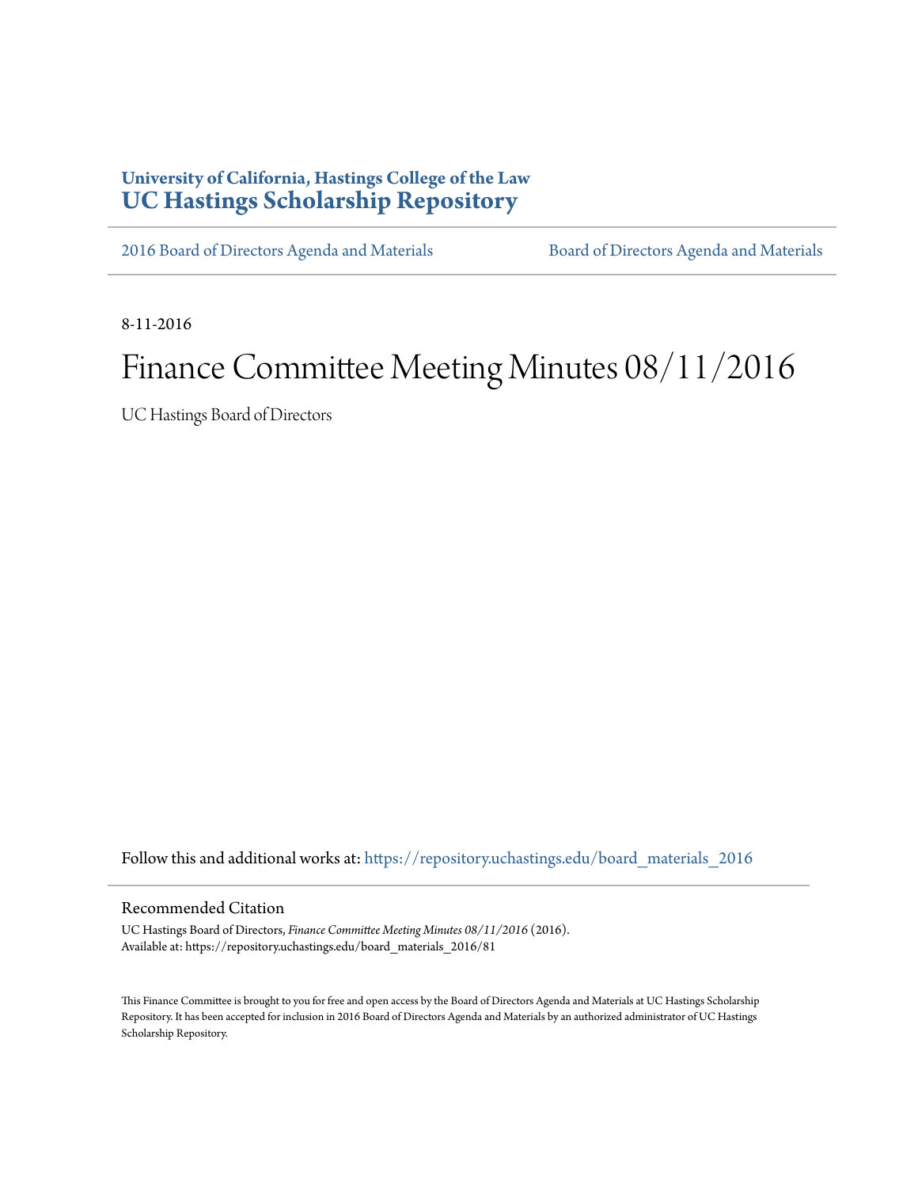University of California, Hastings College of the Law
**UC Hastings Scholarship Repository**

2016 Board of Directors Agenda and Materials | Board of Directors Agenda and Materials

8-11-2016

# Finance Committee Meeting Minutes 08/11/2016

UC Hastings Board of Directors

Follow this and additional works at: https://repository.uchastings.edu/board_materials_2016

## Recommended Citation

UC Hastings Board of Directors, *Finance Committee Meeting Minutes 08/11/2016* (2016).
Available at: https://repository.uchastings.edu/board_materials_2016/81

This Finance Committee is brought to you for free and open access by the Board of Directors Agenda and Materials at UC Hastings Scholarship Repository. It has been accepted for inclusion in 2016 Board of Directors Agenda and Materials by an authorized administrator of UC Hastings Scholarship Repository.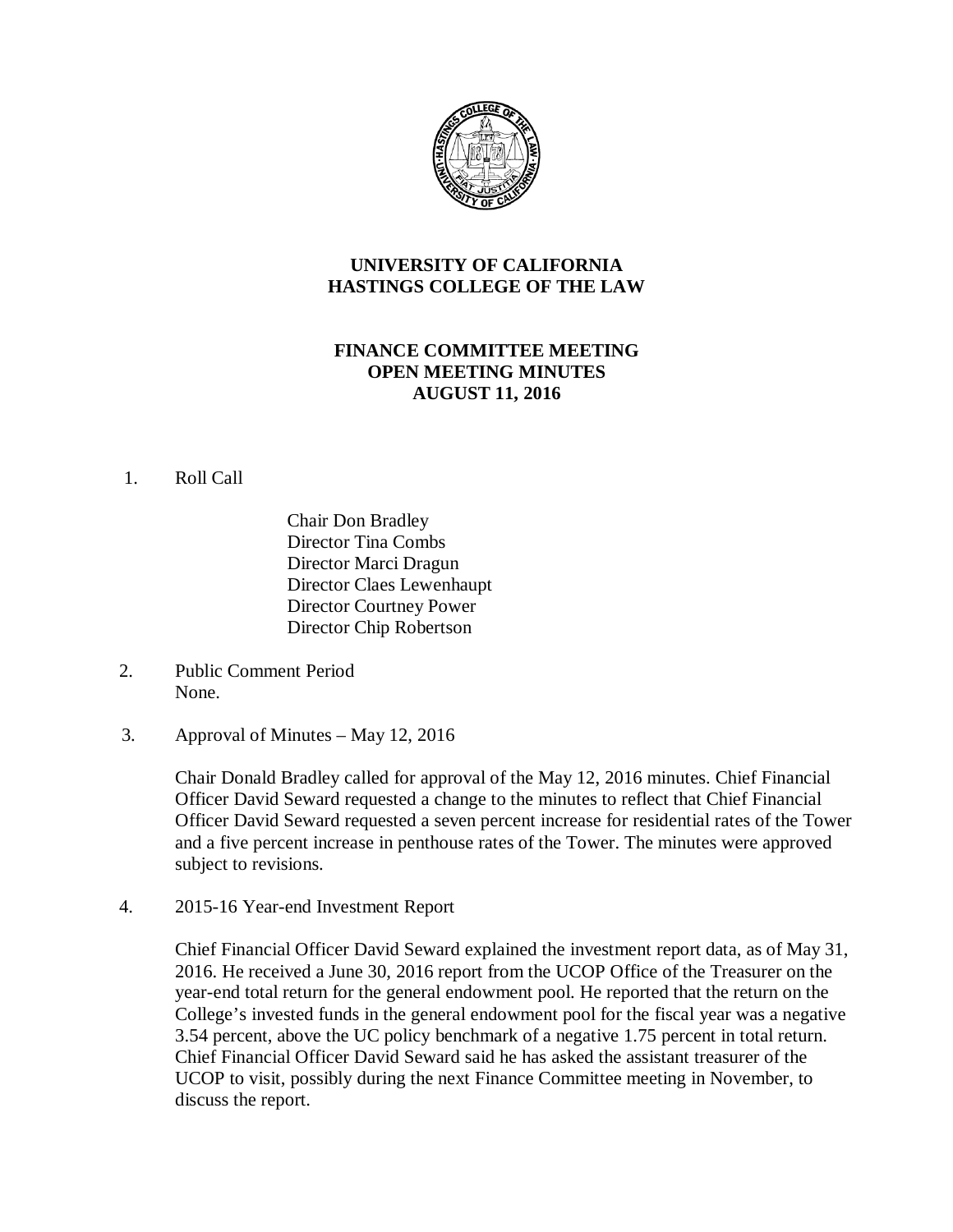**UNIVERSITY OF CALIFORNIA**
**HASTINGS COLLEGE OF THE LAW**

**FINANCE COMMITTEE MEETING**
**OPEN MEETING MINUTES**
**AUGUST 11, 2016**

1. Roll Call

   Chair Don Bradley
   Director Tina Combs
   Director Marci Dragun
   Director Claes Lewenhaupt
   Director Courtney Power
   Director Chip Robertson

2. Public Comment Period
   None.

3. Approval of Minutes – May 12, 2016

   Chair Donald Bradley called for approval of the May 12, 2016 minutes. Chief Financial Officer David Seward requested a change to the minutes to reflect that Chief Financial Officer David Seward requested a seven percent increase for residential rates of the Tower and a five percent increase in penthouse rates of the Tower. The minutes were approved subject to revisions.

4. 2015-16 Year-end Investment Report

   Chief Financial Officer David Seward explained the investment report data, as of May 31, 2016. He received a June 30, 2016 report from the UCOP Office of the Treasurer on the year-end total return for the general endowment pool. He reported that the return on the College's invested funds in the general endowment pool for the fiscal year was a negative 3.54 percent, above the UC policy benchmark of a negative 1.75 percent in total return. Chief Financial Officer David Seward said he has asked the assistant treasurer of the UCOP to visit, possibly during the next Finance Committee meeting in November, to discuss the report.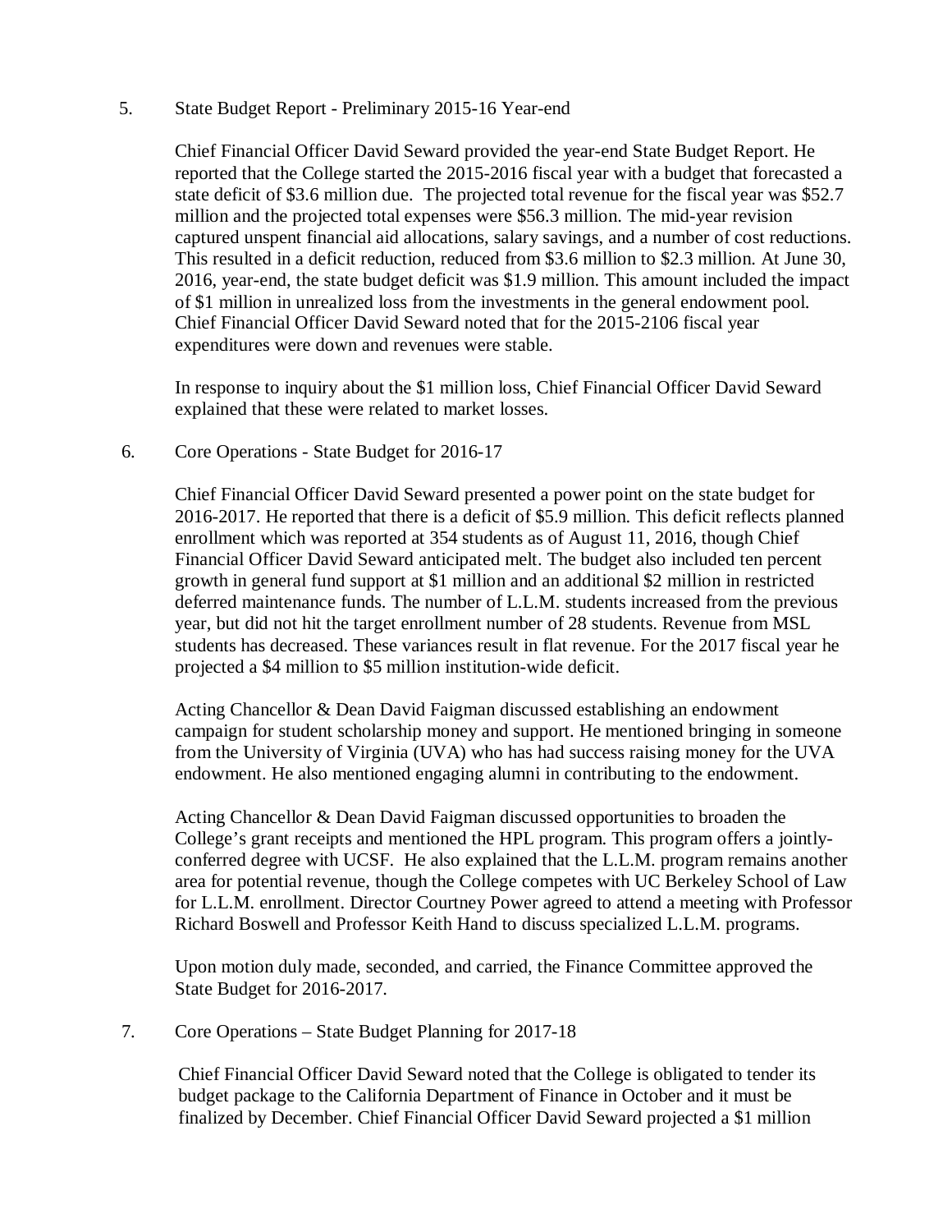5. State Budget Report - Preliminary 2015-16 Year-end

Chief Financial Officer David Seward provided the year-end State Budget Report. He reported that the College started the 2015-2016 fiscal year with a budget that forecasted a state deficit of $3.6 million due. The projected total revenue for the fiscal year was $52.7 million and the projected total expenses were $56.3 million. The mid-year revision captured unspent financial aid allocations, salary savings, and a number of cost reductions. This resulted in a deficit reduction, reduced from $3.6 million to $2.3 million. At June 30, 2016, year-end, the state budget deficit was $1.9 million. This amount included the impact of $1 million in unrealized loss from the investments in the general endowment pool. Chief Financial Officer David Seward noted that for the 2015-2106 fiscal year expenditures were down and revenues were stable.

In response to inquiry about the $1 million loss, Chief Financial Officer David Seward explained that these were related to market losses.

6. Core Operations - State Budget for 2016-17

Chief Financial Officer David Seward presented a power point on the state budget for 2016-2017. He reported that there is a deficit of $5.9 million. This deficit reflects planned enrollment which was reported at 354 students as of August 11, 2016, though Chief Financial Officer David Seward anticipated melt. The budget also included ten percent growth in general fund support at $1 million and an additional $2 million in restricted deferred maintenance funds. The number of L.L.M. students increased from the previous year, but did not hit the target enrollment number of 28 students. Revenue from MSL students has decreased. These variances result in flat revenue. For the 2017 fiscal year he projected a $4 million to $5 million institution-wide deficit.

Acting Chancellor & Dean David Faigman discussed establishing an endowment campaign for student scholarship money and support. He mentioned bringing in someone from the University of Virginia (UVA) who has had success raising money for the UVA endowment. He also mentioned engaging alumni in contributing to the endowment.

Acting Chancellor & Dean David Faigman discussed opportunities to broaden the College's grant receipts and mentioned the HPL program. This program offers a jointly-conferred degree with UCSF. He also explained that the L.L.M. program remains another area for potential revenue, though the College competes with UC Berkeley School of Law for L.L.M. enrollment. Director Courtney Power agreed to attend a meeting with Professor Richard Boswell and Professor Keith Hand to discuss specialized L.L.M. programs.

Upon motion duly made, seconded, and carried, the Finance Committee approved the State Budget for 2016-2017.

7. Core Operations – State Budget Planning for 2017-18

Chief Financial Officer David Seward noted that the College is obligated to tender its budget package to the California Department of Finance in October and it must be finalized by December. Chief Financial Officer David Seward projected a $1 million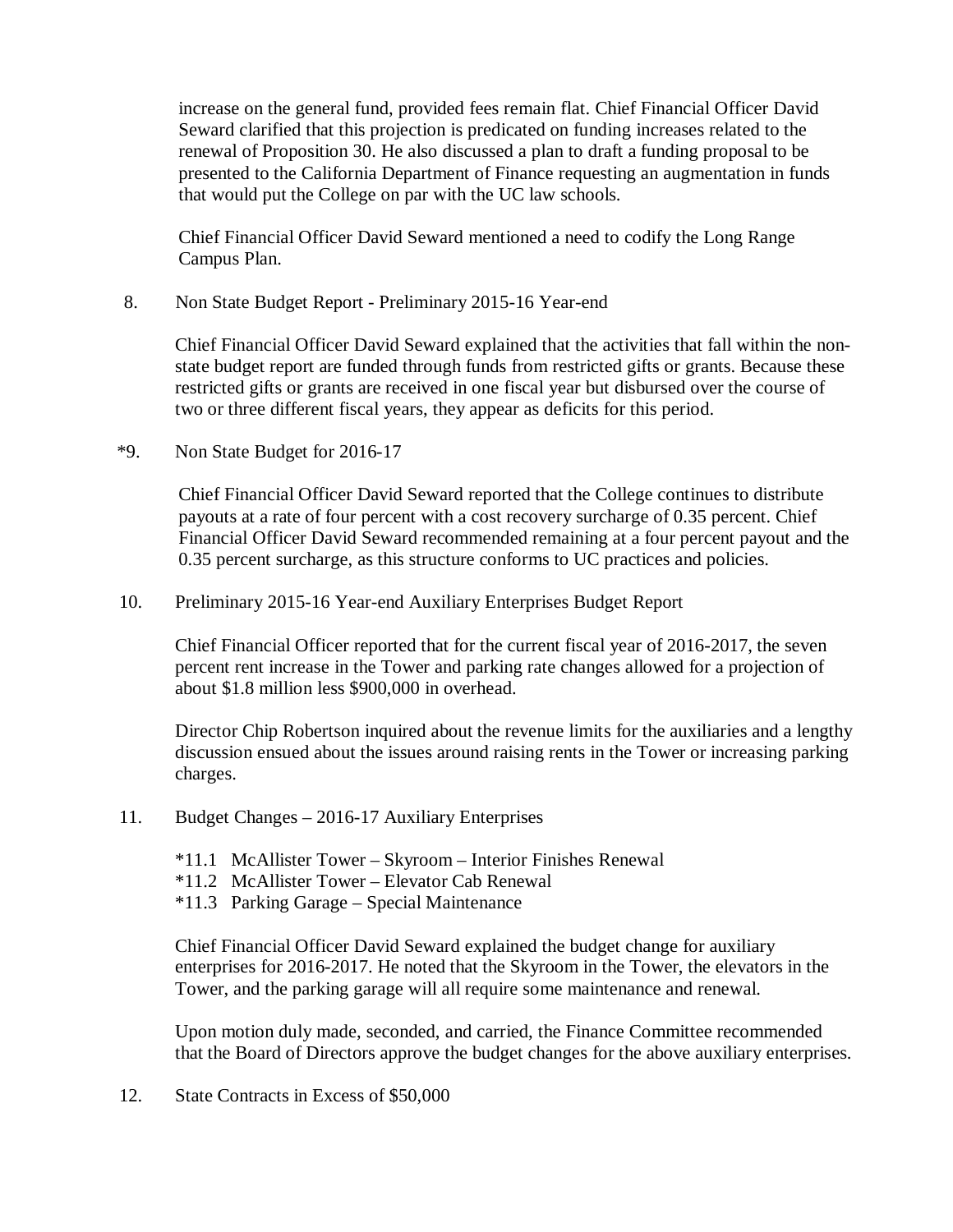increase on the general fund, provided fees remain flat. Chief Financial Officer David Seward clarified that this projection is predicated on funding increases related to the renewal of Proposition 30. He also discussed a plan to draft a funding proposal to be presented to the California Department of Finance requesting an augmentation in funds that would put the College on par with the UC law schools.

Chief Financial Officer David Seward mentioned a need to codify the Long Range Campus Plan.

8. Non State Budget Report - Preliminary 2015-16 Year-end

Chief Financial Officer David Seward explained that the activities that fall within the non-state budget report are funded through funds from restricted gifts or grants. Because these restricted gifts or grants are received in one fiscal year but disbursed over the course of two or three different fiscal years, they appear as deficits for this period.

*9. Non State Budget for 2016-17

Chief Financial Officer David Seward reported that the College continues to distribute payouts at a rate of four percent with a cost recovery surcharge of 0.35 percent. Chief Financial Officer David Seward recommended remaining at a four percent payout and the 0.35 percent surcharge, as this structure conforms to UC practices and policies.

10. Preliminary 2015-16 Year-end Auxiliary Enterprises Budget Report

Chief Financial Officer reported that for the current fiscal year of 2016-2017, the seven percent rent increase in the Tower and parking rate changes allowed for a projection of about $1.8 million less $900,000 in overhead.

Director Chip Robertson inquired about the revenue limits for the auxiliaries and a lengthy discussion ensued about the issues around raising rents in the Tower or increasing parking charges.

11. Budget Changes – 2016-17 Auxiliary Enterprises

*11.1 McAllister Tower – Skyroom – Interior Finishes Renewal
*11.2 McAllister Tower – Elevator Cab Renewal
*11.3 Parking Garage – Special Maintenance

Chief Financial Officer David Seward explained the budget change for auxiliary enterprises for 2016-2017. He noted that the Skyroom in the Tower, the elevators in the Tower, and the parking garage will all require some maintenance and renewal.

Upon motion duly made, seconded, and carried, the Finance Committee recommended that the Board of Directors approve the budget changes for the above auxiliary enterprises.

12. State Contracts in Excess of $50,000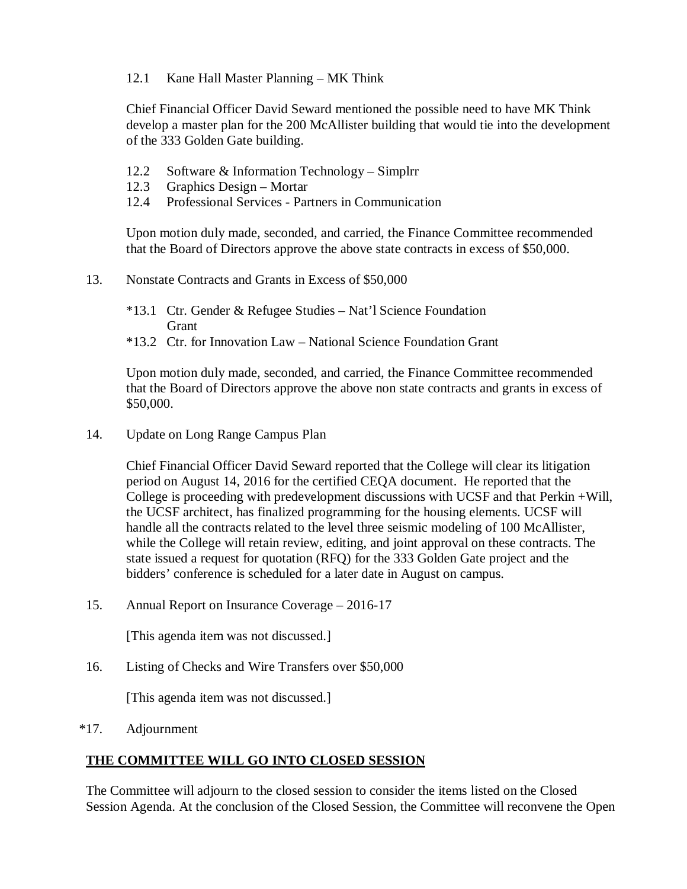12.1 Kane Hall Master Planning – MK Think

Chief Financial Officer David Seward mentioned the possible need to have MK Think develop a master plan for the 200 McAllister building that would tie into the development of the 333 Golden Gate building.

12.2 Software & Information Technology – Simplrr
12.3 Graphics Design – Mortar
12.4 Professional Services - Partners in Communication

Upon motion duly made, seconded, and carried, the Finance Committee recommended that the Board of Directors approve the above state contracts in excess of $50,000.

13. Nonstate Contracts and Grants in Excess of $50,000

*13.1 Ctr. Gender & Refugee Studies – Nat'l Science Foundation Grant
*13.2 Ctr. for Innovation Law – National Science Foundation Grant

Upon motion duly made, seconded, and carried, the Finance Committee recommended that the Board of Directors approve the above non state contracts and grants in excess of $50,000.

14. Update on Long Range Campus Plan

Chief Financial Officer David Seward reported that the College will clear its litigation period on August 14, 2016 for the certified CEQA document. He reported that the College is proceeding with predevelopment discussions with UCSF and that Perkin +Will, the UCSF architect, has finalized programming for the housing elements. UCSF will handle all the contracts related to the level three seismic modeling of 100 McAllister, while the College will retain review, editing, and joint approval on these contracts. The state issued a request for quotation (RFQ) for the 333 Golden Gate project and the bidders' conference is scheduled for a later date in August on campus.

15. Annual Report on Insurance Coverage – 2016-17

[This agenda item was not discussed.]

16. Listing of Checks and Wire Transfers over $50,000

[This agenda item was not discussed.]

*17. Adjournment

**THE COMMITTEE WILL GO INTO CLOSED SESSION**

The Committee will adjourn to the closed session to consider the items listed on the Closed Session Agenda. At the conclusion of the Closed Session, the Committee will reconvene the Open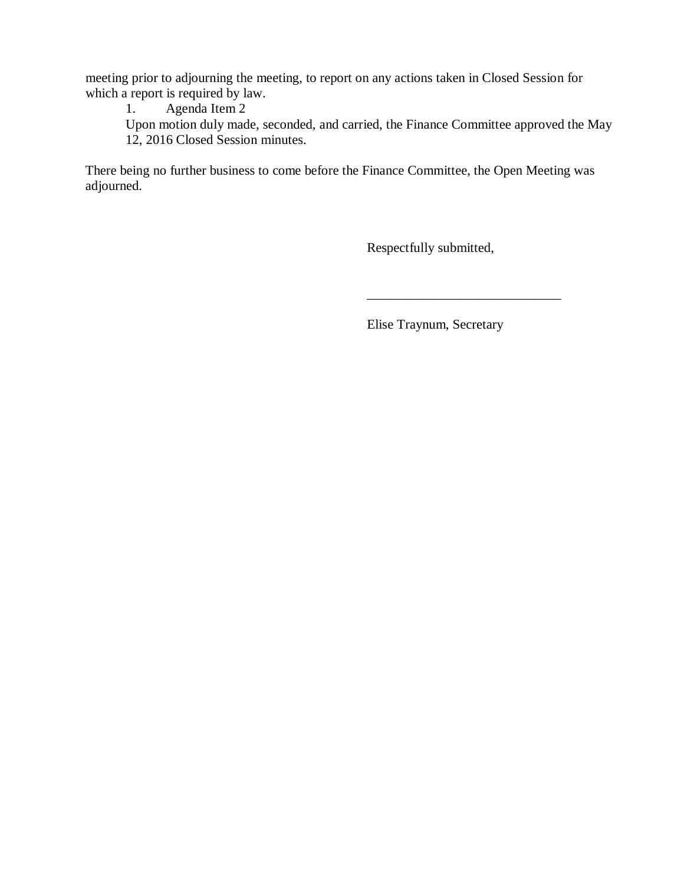meeting prior to adjourning the meeting, to report on any actions taken in Closed Session for which a report is required by law.

1. Agenda Item 2

   Upon motion duly made, seconded, and carried, the Finance Committee approved the May 12, 2016 Closed Session minutes.

There being no further business to come before the Finance Committee, the Open Meeting was adjourned.

Respectfully submitted,

______________________________

Elise Traynum, Secretary